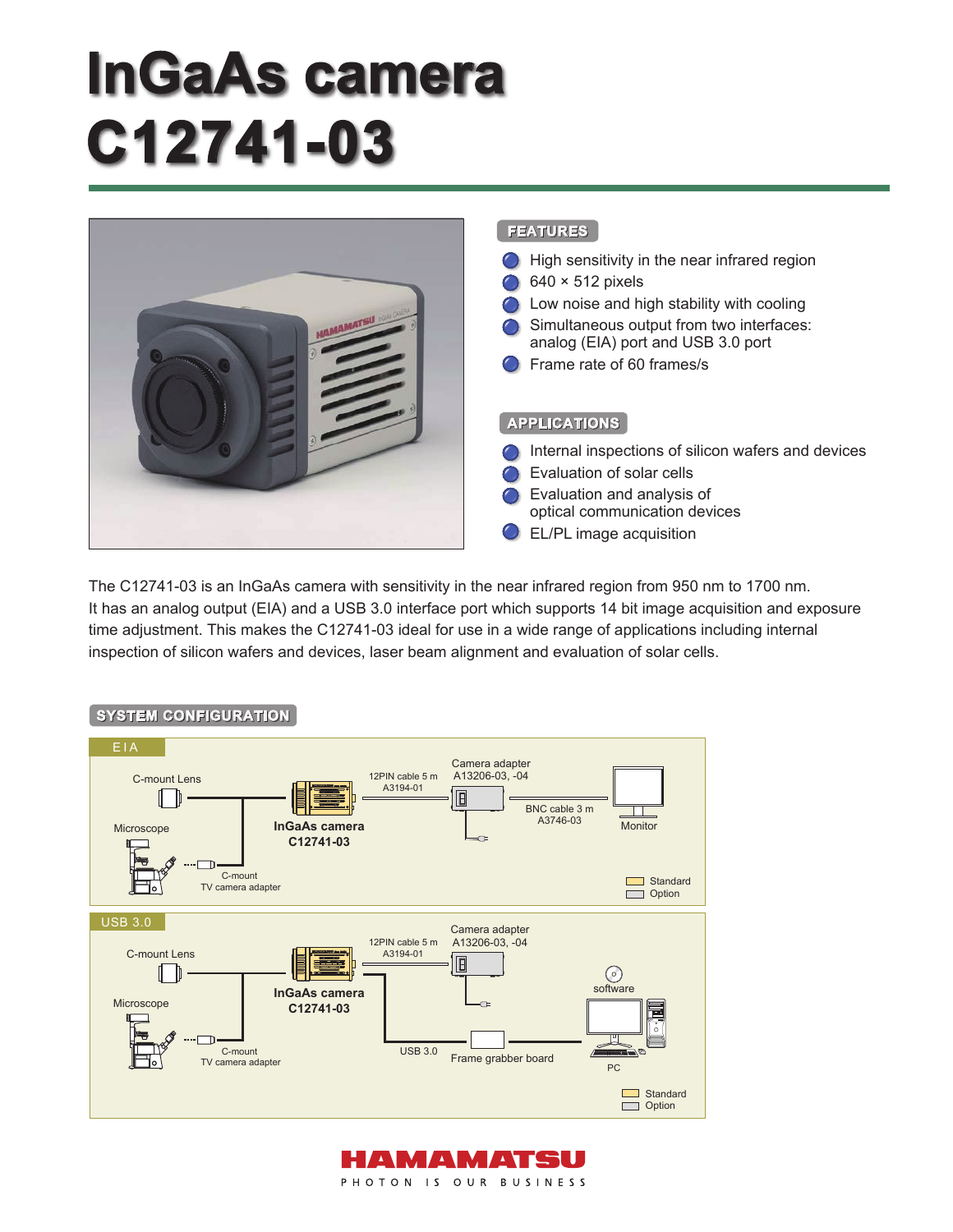# InGaAs camera C12741-03

## FEATURES

- High sensitivity in the near infrared region
- 640 × 512 pixels
- Low noise and high stability with cooling
- Simultaneous output from two interfaces: analog (EIA) port and USB 3.0 port
- Frame rate of 60 frames/s

## APPLICATIONS

- Internal inspections of silicon wafers and devices
- Evaluation of solar cells
- Evaluation and analysis of optical communication devices
- EL/PL image acquisition

The C12741-03 is an InGaAs camera with sensitivity in the near infrared region from 950 nm to 1700 nm. It has an analog output (EIA) and a USB 3.0 interface port which supports 14 bit image acquisition and exposure time adjustment. This makes the C12741-03 ideal for use in a wide range of applications including internal inspection of silicon wafers and devices, laser beam alignment and evaluation of solar cells.

## SYSTEM CONFIGURATION

### EIA

C-mount Lens

Microscope

C-mount TV camera adapter

**InGaAs camera C12741-03**

12PIN cable 5 m A3194-01

Camera adapter A13206-03, -04

BNC cable 3 m A3746-03

Monitor

Standard
Option

### USB 3.0

C-mount Lens

Microscope

C-mount TV camera adapter

**InGaAs camera C12741-03**

12PIN cable 5 m A3194-01

Camera adapter A13206-03, -04

USB 3.0

Frame grabber board

software

PC

Standard
Option

HAMAMATSU
PHOTON IS OUR BUSINESS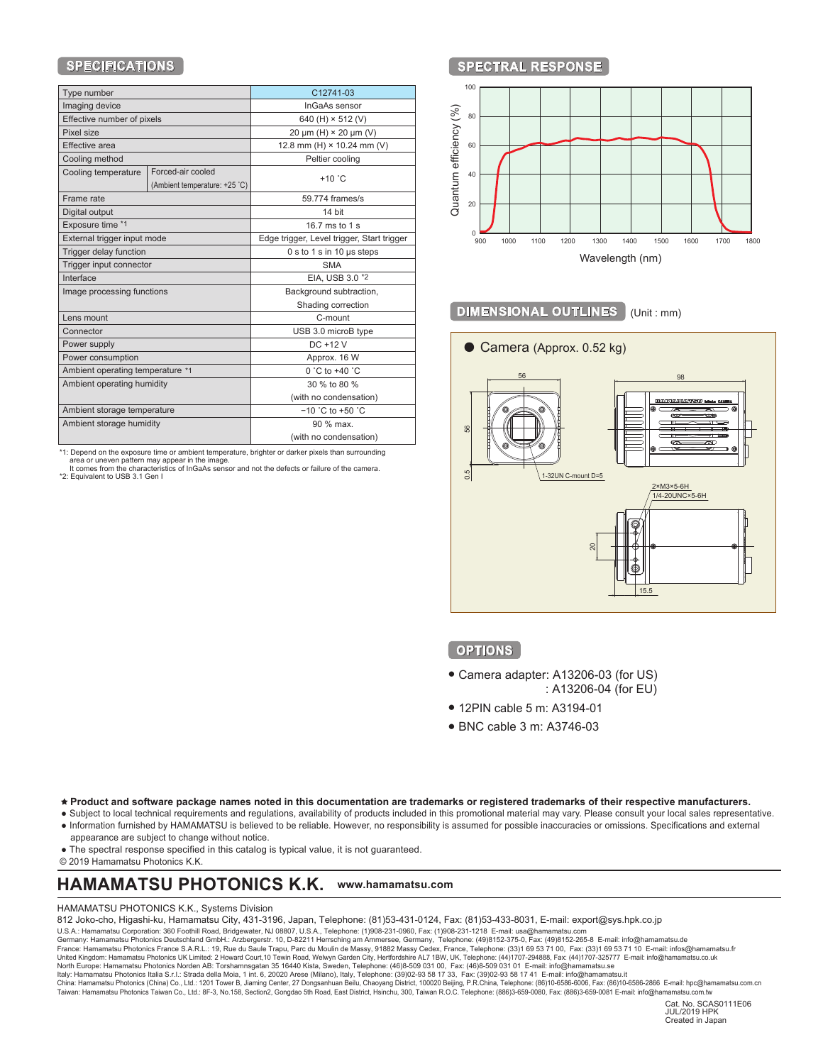## SPECIFICATIONS

| | | |
|---|---|---|
| Type number | | C12741-03 |
| Imaging device | | InGaAs sensor |
| Effective number of pixels | | 640 (H) × 512 (V) |
| Pixel size | | 20 μm (H) × 20 μm (V) |
| Effective area | | 12.8 mm (H) × 10.24 mm (V) |
| Cooling method | | Peltier cooling |
| Cooling temperature | Forced-air cooled (Ambient temperature: +25 °C) | +10 °C |
| Frame rate | | 59.774 frames/s |
| Digital output | | 14 bit |
| Exposure time *1 | | 16.7 ms to 1 s |
| External trigger input mode | | Edge trigger, Level trigger, Start trigger |
| Trigger delay function | | 0 s to 1 s in 10 μs steps |
| Trigger input connector | | SMA |
| Interface | | EIA, USB 3.0 *2 |
| Image processing functions | | Background subtraction, Shading correction |
| Lens mount | | C-mount |
| Connector | | USB 3.0 microB type |
| Power supply | | DC +12 V |
| Power consumption | | Approx. 16 W |
| Ambient operating temperature *1 | | 0 °C to +40 °C |
| Ambient operating humidity | | 30 % to 80 % (with no condensation) |
| Ambient storage temperature | | −10 °C to +50 °C |
| Ambient storage humidity | | 90 % max. (with no condensation) |

*1: Depend on the exposure time or ambient temperature, brighter or darker pixels than surrounding area or uneven pattern may appear in the image.
It comes from the characteristics of InGaAs sensor and not the defects or failure of the camera.
*2: Equivalent to USB 3.1 Gen I

## SPECTRAL RESPONSE

Quantum efficiency (%)
100
80
60
40
20
0
900 1000 1100 1200 1300 1400 1500 1600 1700 1800
Wavelength (nm)

## DIMENSIONAL OUTLINES (Unit : mm)

● Camera (Approx. 0.52 kg)

56
98
56
0.5
1-32UN C-mount D=5
2×M3×5-6H
1/4-20UNC×5-6H
20
15.5

## OPTIONS

- Camera adapter: A13206-03 (for US)
  : A13206-04 (for EU)
- 12PIN cable 5 m: A3194-01
- BNC cable 3 m: A3746-03

**★ Product and software package names noted in this documentation are trademarks or registered trademarks of their respective manufacturers.**
- Subject to local technical requirements and regulations, availability of products included in this promotional material may vary. Please consult your local sales representative.
- Information furnished by HAMAMATSU is believed to be reliable. However, no responsibility is assumed for possible inaccuracies or omissions. Specifications and external appearance are subject to change without notice.
- The spectral response specified in this catalog is typical value, it is not guaranteed.

© 2019 Hamamatsu Photonics K.K.

# HAMAMATSU PHOTONICS K.K. www.hamamatsu.com

HAMAMATSU PHOTONICS K.K., Systems Division
812 Joko-cho, Higashi-ku, Hamamatsu City, 431-3196, Japan, Telephone: (81)53-431-0124, Fax: (81)53-433-8031, E-mail: export@sys.hpk.co.jp
U.S.A.: Hamamatsu Corporation: 360 Foothill Road, Bridgewater, NJ 08807, U.S.A., Telephone: (1)908-231-0960, Fax: (1)908-231-1218 E-mail: usa@hamamatsu.com
Germany: Hamamatsu Photonics Deutschland GmbH.: Arzbergerstr. 10, D-82211 Herrsching am Ammersee, Germany, Telephone: (49)8152-375-0, Fax: (49)8152-265-8 E-mail: info@hamamatsu.de
France: Hamamatsu Photonics France S.A.R.L.: 19, Rue du Saule Trapu, Parc du Moulin de Massy, 91882 Massy Cedex, France, Telephone: (33)1 69 53 71 00, Fax: (33)1 69 53 71 10 E-mail: infos@hamamatsu.fr
United Kingdom: Hamamatsu Photonics UK Limited: 2 Howard Court,10 Tewin Road, Welwyn Garden City, Hertfordshire AL7 1BW, UK, Telephone: (44)1707-294888, Fax: (44)1707-325777 E-mail: info@hamamatsu.co.uk
North Europe: Hamamatsu Photonics Norden AB: Torshamnsgatan 35 16440 Kista, Sweden, Telephone: (46)8-509 031 00, Fax: (46)8-509 031 01 E-mail: info@hamamatsu.se
Italy: Hamamatsu Photonics Italia S.r.l.: Strada della Moia, 1 int. 6, 20020 Arese (Milano), Italy, Telephone: (39)02-93 58 17 33, Fax: (39)02-93 58 17 41 E-mail: info@hamamatsu.it
China: Hamamatsu Photonics (China) Co., Ltd.: 1201 Tower B, Jiaming Center, 27 Dongsanhuan Beilu, Chaoyang District, 100020 Beijing, P.R.China, Telephone: (86)10-6586-6006, Fax: (86)10-6586-2866 E-mail: hpc@hamamatsu.com.cn
Taiwan: Hamamatsu Photonics Taiwan Co., Ltd.: 8F-3, No.158, Section2, Gongdao 5th Road, East District, Hsinchu, 300, Taiwan R.O.C. Telephone: (886)3-659-0080, Fax: (886)3-659-0081 E-mail: info@hamamatsu.com.tw

Cat. No. SCAS0111E06
JUL/2019 HPK
Created in Japan